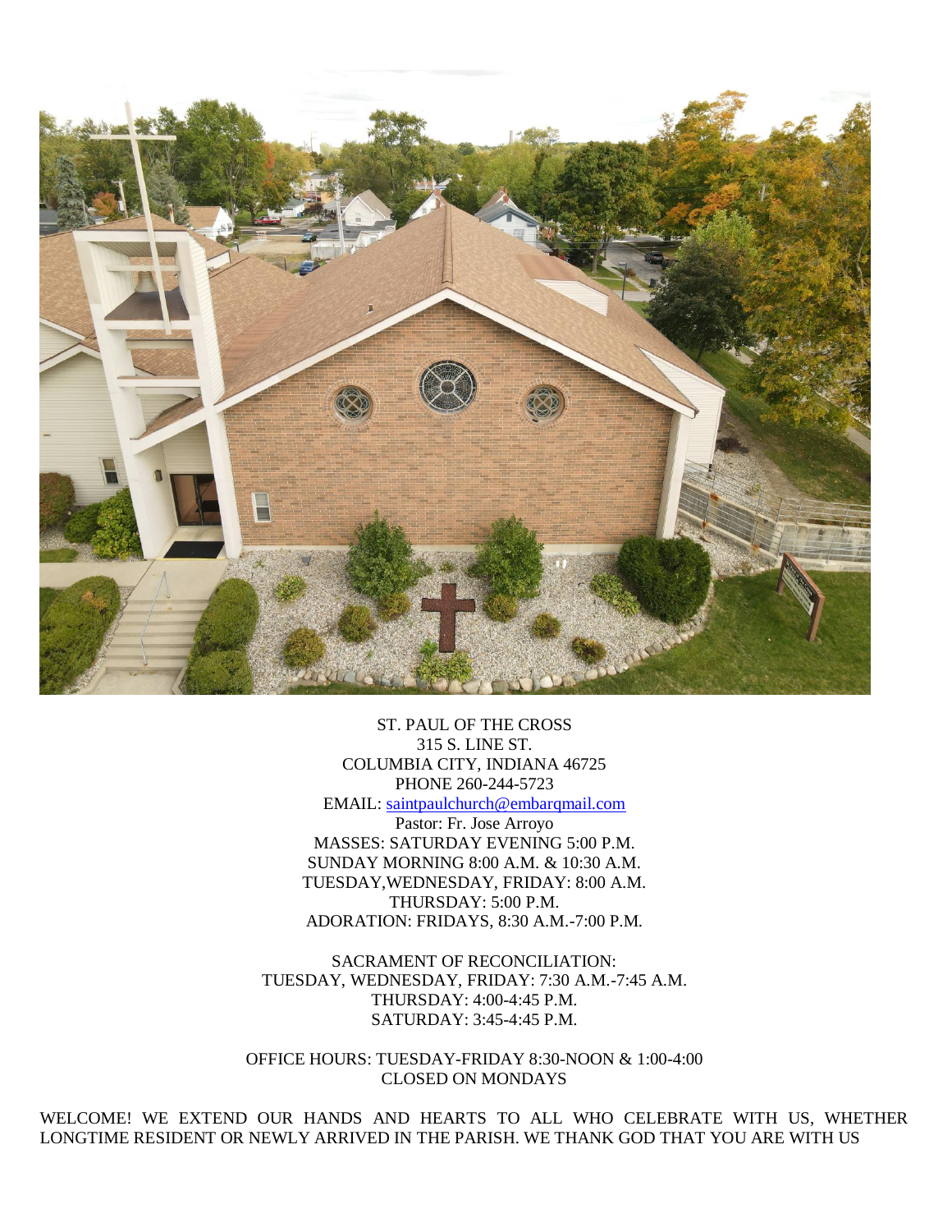ST. PAUL OF THE CROSS
315 S. LINE ST.
COLUMBIA CITY, INDIANA 46725
PHONE 260-244-5723
EMAIL: [saintpaulchurch@embarqmail.com](mailto:saintpaulchurch@embarqmail.com)
Pastor: Fr. Jose Arroyo
MASSES: SATURDAY EVENING 5:00 P.M.
SUNDAY MORNING 8:00 A.M. & 10:30 A.M.
TUESDAY,WEDNESDAY, FRIDAY: 8:00 A.M.
THURSDAY: 5:00 P.M.
ADORATION: FRIDAYS, 8:30 A.M.-7:00 P.M.

SACRAMENT OF RECONCILIATION:
TUESDAY, WEDNESDAY, FRIDAY: 7:30 A.M.-7:45 A.M.
THURSDAY: 4:00-4:45 P.M.
SATURDAY: 3:45-4:45 P.M.

OFFICE HOURS: TUESDAY-FRIDAY 8:30-NOON & 1:00-4:00
CLOSED ON MONDAYS

WELCOME! WE EXTEND OUR HANDS AND HEARTS TO ALL WHO CELEBRATE WITH US, WHETHER LONGTIME RESIDENT OR NEWLY ARRIVED IN THE PARISH. WE THANK GOD THAT YOU ARE WITH US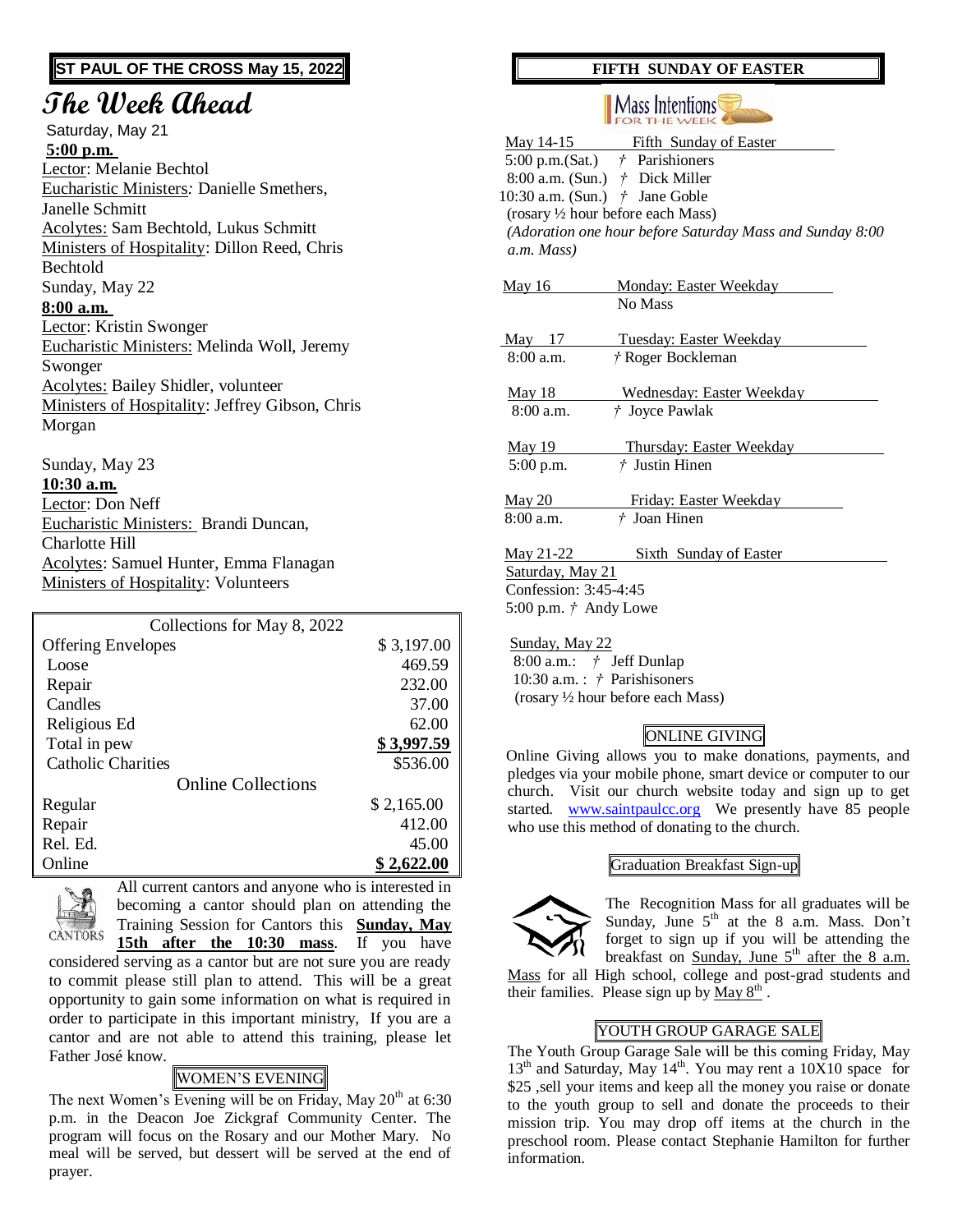**ST PAUL OF THE CROSS May 15, 2022**

# The Week Ahead

Saturday, May 21

**5:00 p.m.**

Lector: Melanie Bechtol
Eucharistic Ministers: Danielle Smethers, Janelle Schmitt
Acolytes: Sam Bechtold, Lukus Schmitt
Ministers of Hospitality: Dillon Reed, Chris Bechtold

Sunday, May 22

**8:00 a.m.**

Lector: Kristin Swonger
Eucharistic Ministers: Melinda Woll, Jeremy Swonger
Acolytes: Bailey Shidler, volunteer
Ministers of Hospitality: Jeffrey Gibson, Chris Morgan

Sunday, May 23

**10:30 a.m.**

Lector: Don Neff
Eucharistic Ministers: Brandi Duncan, Charlotte Hill
Acolytes: Samuel Hunter, Emma Flanagan
Ministers of Hospitality: Volunteers

| Collections for May 8, 2022 | |
|---|---|
| Offering Envelopes | $ 3,197.00 |
| Loose | 469.59 |
| Repair | 232.00 |
| Candles | 37.00 |
| Religious Ed | 62.00 |
| Total in pew | **$ 3,997.59** |
| Catholic Charities | $536.00 |
| **Online Collections** | |
| Regular | $ 2,165.00 |
| Repair | 412.00 |
| Rel. Ed. | 45.00 |
| Online | **$ 2,622.00** |

CANTORS

All current cantors and anyone who is interested in becoming a cantor should plan on attending the Training Session for Cantors this **Sunday, May 15th after the 10:30 mass**. If you have considered serving as a cantor but are not sure you are ready to commit please still plan to attend. This will be a great opportunity to gain some information on what is required in order to participate in this important ministry, If you are a cantor and are not able to attend this training, please let Father José know.

## WOMEN'S EVENING

The next Women's Evening will be on Friday, May 20th at 6:30 p.m. in the Deacon Joe Zickgraf Community Center. The program will focus on the Rosary and our Mother Mary. No meal will be served, but dessert will be served at the end of prayer.

## FIFTH SUNDAY OF EASTER

### Mass Intentions FOR THE WEEK

May 14-15 Fifth Sunday of Easter
5:00 p.m.(Sat.) † Parishioners
8:00 a.m. (Sun.) † Dick Miller
10:30 a.m. (Sun.) † Jane Goble
(rosary ½ hour before each Mass)
*(Adoration one hour before Saturday Mass and Sunday 8:00 a.m. Mass)*

May 16 Monday: Easter Weekday
No Mass

May 17 Tuesday: Easter Weekday
8:00 a.m. † Roger Bockleman

May 18 Wednesday: Easter Weekday
8:00 a.m. † Joyce Pawlak

May 19 Thursday: Easter Weekday
5:00 p.m. † Justin Hinen

May 20 Friday: Easter Weekday
8:00 a.m. † Joan Hinen

May 21-22 Sixth Sunday of Easter
Saturday, May 21
Confession: 3:45-4:45
5:00 p.m. † Andy Lowe

Sunday, May 22
8:00 a.m.: † Jeff Dunlap
10:30 a.m. : † Parishioners
(rosary ½ hour before each Mass)

## ONLINE GIVING

Online Giving allows you to make donations, payments, and pledges via your mobile phone, smart device or computer to our church. Visit our church website today and sign up to get started. www.saintpaulcc.org We presently have 85 people who use this method of donating to the church.

## Graduation Breakfast Sign-up

The Recognition Mass for all graduates will be Sunday, June 5th at the 8 a.m. Mass. Don't forget to sign up if you will be attending the breakfast on Sunday, June 5th after the 8 a.m. Mass for all High school, college and post-grad students and their families. Please sign up by May 8th .

## YOUTH GROUP GARAGE SALE

The Youth Group Garage Sale will be this coming Friday, May 13th and Saturday, May 14th. You may rent a 10X10 space for $25 ,sell your items and keep all the money you raise or donate to the youth group to sell and donate the proceeds to their mission trip. You may drop off items at the church in the preschool room. Please contact Stephanie Hamilton for further information.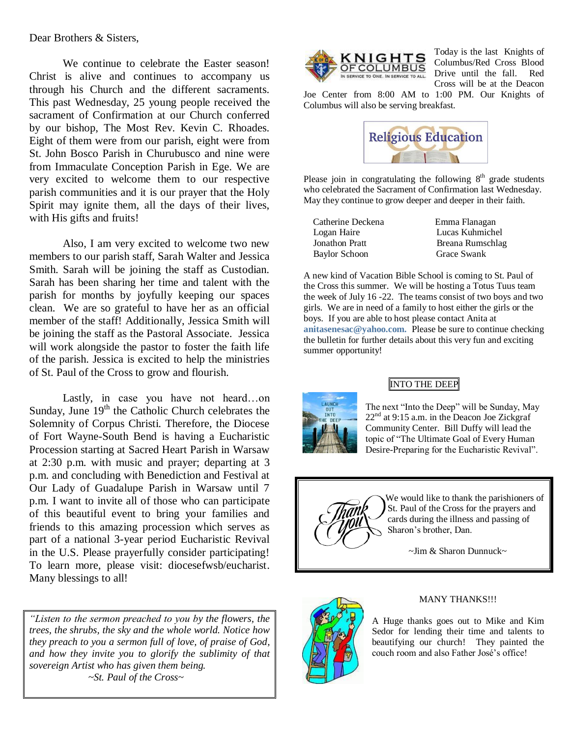Dear Brothers & Sisters,

We continue to celebrate the Easter season! Christ is alive and continues to accompany us through his Church and the different sacraments. This past Wednesday, 25 young people received the sacrament of Confirmation at our Church conferred by our bishop, The Most Rev. Kevin C. Rhoades. Eight of them were from our parish, eight were from St. John Bosco Parish in Churubusco and nine were from Immaculate Conception Parish in Ege. We are very excited to welcome them to our respective parish communities and it is our prayer that the Holy Spirit may ignite them, all the days of their lives, with His gifts and fruits!

Also, I am very excited to welcome two new members to our parish staff, Sarah Walter and Jessica Smith. Sarah will be joining the staff as Custodian. Sarah has been sharing her time and talent with the parish for months by joyfully keeping our spaces clean. We are so grateful to have her as an official member of the staff! Additionally, Jessica Smith will be joining the staff as the Pastoral Associate. Jessica will work alongside the pastor to foster the faith life of the parish. Jessica is excited to help the ministries of St. Paul of the Cross to grow and flourish.

Lastly, in case you have not heard…on Sunday, June 19th the Catholic Church celebrates the Solemnity of Corpus Christi. Therefore, the Diocese of Fort Wayne-South Bend is having a Eucharistic Procession starting at Sacred Heart Parish in Warsaw at 2:30 p.m. with music and prayer; departing at 3 p.m. and concluding with Benediction and Festival at Our Lady of Guadalupe Parish in Warsaw until 7 p.m. I want to invite all of those who can participate of this beautiful event to bring your families and friends to this amazing procession which serves as part of a national 3-year period Eucharistic Revival in the U.S. Please prayerfully consider participating! To learn more, please visit: diocesefwsb/eucharist. Many blessings to all!

> *"Listen to the sermon preached to you by the flowers, the trees, the shrubs, the sky and the whole world. Notice how they preach to you a sermon full of love, of praise of God, and how they invite you to glorify the sublimity of that sovereign Artist who has given them being.*
>
> *~St. Paul of the Cross~*

Today is the last Knights of Columbus/Red Cross Blood Drive until the fall. Red Cross will be at the Deacon Joe Center from 8:00 AM to 1:00 PM. Our Knights of Columbus will also be serving breakfast.

## Religious Education

Please join in congratulating the following 8th grade students who celebrated the Sacrament of Confirmation last Wednesday. May they continue to grow deeper and deeper in their faith.

| | |
|---|---|
| Catherine Deckena | Emma Flanagan |
| Logan Haire | Lucas Kuhmichel |
| Jonathon Pratt | Breana Rumschlag |
| Baylor Schoon | Grace Swank |

A new kind of Vacation Bible School is coming to St. Paul of the Cross this summer. We will be hosting a Totus Tuus team the week of July 16 -22. The teams consist of two boys and two girls. We are in need of a family to host either the girls or the boys. If you are able to host please contact Anita at **anitasenesac@yahoo.com.** Please be sure to continue checking the bulletin for further details about this very fun and exciting summer opportunity!

## INTO THE DEEP

The next "Into the Deep" will be Sunday, May 22nd at 9:15 a.m. in the Deacon Joe Zickgraf Community Center. Bill Duffy will lead the topic of "The Ultimate Goal of Every Human Desire-Preparing for the Eucharistic Revival".

We would like to thank the parishioners of St. Paul of the Cross for the prayers and cards during the illness and passing of Sharon's brother, Dan.

~Jim & Sharon Dunnuck~

## MANY THANKS!!!

A Huge thanks goes out to Mike and Kim Sedor for lending their time and talents to beautifying our church! They painted the couch room and also Father José's office!